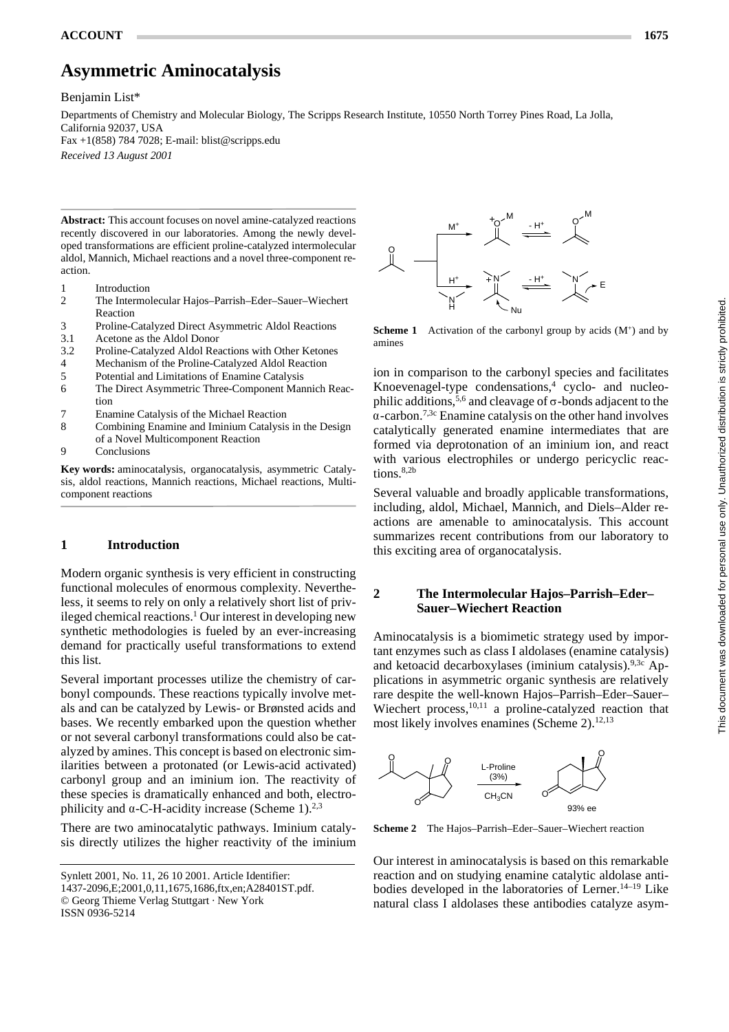# Asymmetric Aminocatalysis

Benjamin List*

Departments of Chemistry and Molecular Biology, The Scripps Research Institute, 10550 North Torrey Pines Road, La Jolla, California 92037, USA

Fax +1(858) 784 7028; E-mail: blist@scripps.edu

*Received 13 August 2001*

**Abstract:** This account focuses on novel amine-catalyzed reactions recently discovered in our laboratories. Among the newly developed transformations are efficient proline-catalyzed intermolecular aldol, Mannich, Michael reactions and a novel three-component reaction.

1 Introduction
2 The Intermolecular Hajos–Parrish–Eder–Sauer–Wiechert Reaction
3 Proline-Catalyzed Direct Asymmetric Aldol Reactions
3.1 Acetone as the Aldol Donor
3.2 Proline-Catalyzed Aldol Reactions with Other Ketones
4 Mechanism of the Proline-Catalyzed Aldol Reaction
5 Potential and Limitations of Enamine Catalysis
6 The Direct Asymmetric Three-Component Mannich Reaction
7 Enamine Catalysis of the Michael Reaction
8 Combining Enamine and Iminium Catalysis in the Design of a Novel Multicomponent Reaction
9 Conclusions

**Key words:** aminocatalysis, organocatalysis, asymmetric Catalysis, aldol reactions, Mannich reactions, Michael reactions, Multicomponent reactions

## 1 Introduction

Modern organic synthesis is very efficient in constructing functional molecules of enormous complexity. Nevertheless, it seems to rely on only a relatively short list of privileged chemical reactions.[1] Our interest in developing new synthetic methodologies is fueled by an ever-increasing demand for practically useful transformations to extend this list.

Several important processes utilize the chemistry of carbonyl compounds. These reactions typically involve metals and can be catalyzed by Lewis- or Brønsted acids and bases. We recently embarked upon the question whether or not several carbonyl transformations could also be catalyzed by amines. This concept is based on electronic similarities between a protonated (or Lewis-acid activated) carbonyl group and an iminium ion. The reactivity of these species is dramatically enhanced and both, electrophilicity and α-C-H-acidity increase (Scheme 1).[2,3]

There are two aminocatalytic pathways. Iminium catalysis directly utilizes the higher reactivity of the iminium ion in comparison to the carbonyl species and facilitates Knoevenagel-type condensations,[4] cyclo- and nucleophilic additions,[5,6] and cleavage of σ-bonds adjacent to the α-carbon.[7,3c] Enamine catalysis on the other hand involves catalytically generated enamine intermediates that are formed via deprotonation of an iminium ion, and react with various electrophiles or undergo pericyclic reactions.[8,2b]

**Scheme 1** Activation of the carbonyl group by acids ($M^+$) and by amines

Several valuable and broadly applicable transformations, including, aldol, Michael, Mannich, and Diels–Alder reactions are amenable to aminocatalysis. This account summarizes recent contributions from our laboratory to this exciting area of organocatalysis.

## 2 The Intermolecular Hajos–Parrish–Eder–Sauer–Wiechert Reaction

Aminocatalysis is a biomimetic strategy used by important enzymes such as class I aldolases (enamine catalysis) and ketoacid decarboxylases (iminium catalysis).[9,3c] Applications in asymmetric organic synthesis are relatively rare despite the well-known Hajos–Parrish–Eder–Sauer–Wiechert process,[10,11] a proline-catalyzed reaction that most likely involves enamines (Scheme 2).[12,13]

**Scheme 2** The Hajos–Parrish–Eder–Sauer–Wiechert reaction

Our interest in aminocatalysis is based on this remarkable reaction and on studying enamine catalytic aldolase antibodies developed in the laboratories of Lerner.[14–19] Like natural class I aldolases these antibodies catalyze asym-

Synlett 2001, No. 11, 26 10 2001. Article Identifier:
1437-2096,E;2001,0,11,1675,1686,ftx,en;A28401ST.pdf.
© Georg Thieme Verlag Stuttgart · New York
ISSN 0936-5214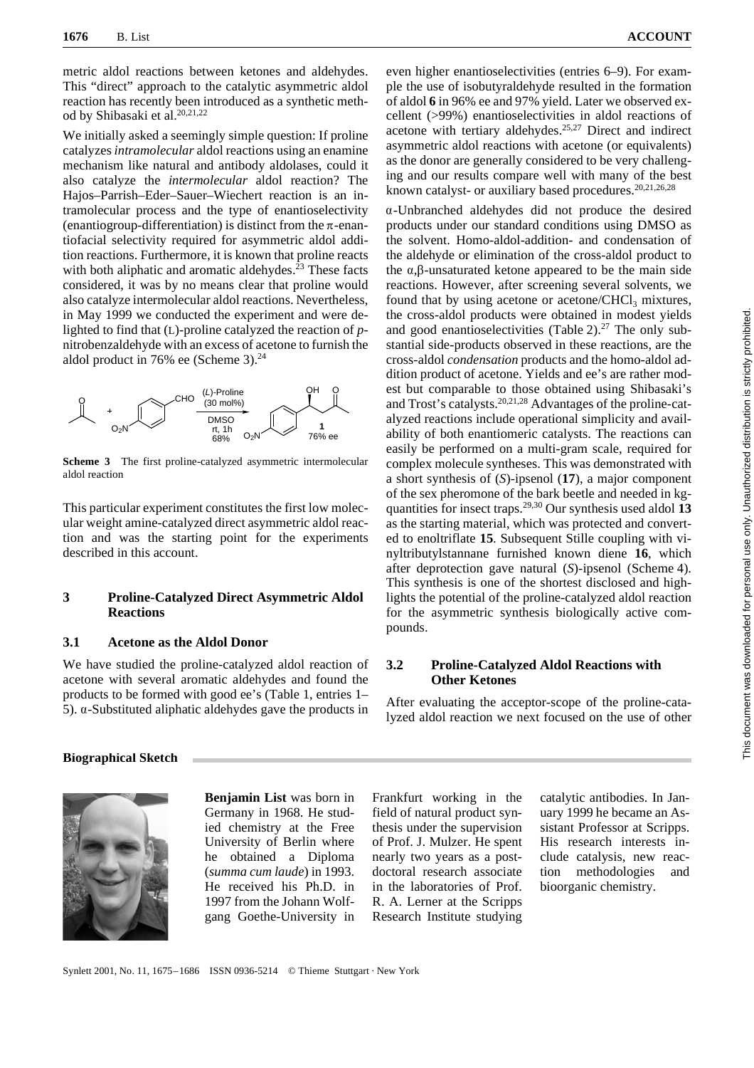metric aldol reactions between ketones and aldehydes. This "direct" approach to the catalytic asymmetric aldol reaction has recently been introduced as a synthetic method by Shibasaki et al.[20,21,22]

We initially asked a seemingly simple question: If proline catalyzes *intramolecular* aldol reactions using an enamine mechanism like natural and antibody aldolases, could it also catalyze the *intermolecular* aldol reaction? The Hajos–Parrish–Eder–Sauer–Wiechert reaction is an intramolecular process and the type of enantioselectivity (enantiogroup-differentiation) is distinct from the π-enantiofacial selectivity required for asymmetric aldol addition reactions. Furthermore, it is known that proline reacts with both aliphatic and aromatic aldehydes.[23] These facts considered, it was by no means clear that proline would also catalyze intermolecular aldol reactions. Nevertheless, in May 1999 we conducted the experiment and were delighted to find that (L)-proline catalyzed the reaction of *p*-nitrobenzaldehyde with an excess of acetone to furnish the aldol product in 76% ee (Scheme 3).[24]

**Scheme 3** The first proline-catalyzed asymmetric intermolecular aldol reaction

This particular experiment constitutes the first low molecular weight amine-catalyzed direct asymmetric aldol reaction and was the starting point for the experiments described in this account.

## 3 Proline-Catalyzed Direct Asymmetric Aldol Reactions

### 3.1 Acetone as the Aldol Donor

We have studied the proline-catalyzed aldol reaction of acetone with several aromatic aldehydes and found the products to be formed with good ee's (Table 1, entries 1–5). α-Substituted aliphatic aldehydes gave the products in even higher enantioselectivities (entries 6–9). For example the use of isobutyraldehyde resulted in the formation of aldol **6** in 96% ee and 97% yield. Later we observed excellent (>99%) enantioselectivities in aldol reactions of acetone with tertiary aldehydes.[25,27] Direct and indirect asymmetric aldol reactions with acetone (or equivalents) as the donor are generally considered to be very challenging and our results compare well with many of the best known catalyst- or auxiliary based procedures.[20,21,26,28]

α-Unbranched aldehydes did not produce the desired products under our standard conditions using DMSO as the solvent. Homo-aldol-addition- and condensation of the aldehyde or elimination of the cross-aldol product to the α,β-unsaturated ketone appeared to be the main side reactions. However, after screening several solvents, we found that by using acetone or acetone/$CHCl_3$ mixtures, the cross-aldol products were obtained in modest yields and good enantioselectivities (Table 2).[27] The only substantial side-products observed in these reactions, are the cross-aldol *condensation* products and the homo-aldol addition product of acetone. Yields and ee's are rather modest but comparable to those obtained using Shibasaki's and Trost's catalysts.[20,21,28] Advantages of the proline-catalyzed reactions include operational simplicity and availability of both enantiomeric catalysts. The reactions can easily be performed on a multi-gram scale, required for complex molecule syntheses. This was demonstrated with a short synthesis of (*S*)-ipsenol (**17**), a major component of the sex pheromone of the bark beetle and needed in kg-quantities for insect traps.[29,30] Our synthesis used aldol **13** as the starting material, which was protected and converted to enoltriflate **15**. Subsequent Stille coupling with vinyltributylstannane furnished known diene **16**, which after deprotection gave natural (*S*)-ipsenol (Scheme 4). This synthesis is one of the shortest disclosed and highlights the potential of the proline-catalyzed aldol reaction for the asymmetric synthesis biologically active compounds.

### 3.2 Proline-Catalyzed Aldol Reactions with Other Ketones

After evaluating the acceptor-scope of the proline-catalyzed aldol reaction we next focused on the use of other

**Biographical Sketch**

**Benjamin List** was born in Germany in 1968. He studied chemistry at the Free University of Berlin where he obtained a Diploma (*summa cum laude*) in 1993. He received his Ph.D. in 1997 from the Johann Wolfgang Goethe-University in Frankfurt working in the field of natural product synthesis under the supervision of Prof. J. Mulzer. He spent nearly two years as a postdoctoral research associate in the laboratories of Prof. R. A. Lerner at the Scripps Research Institute studying catalytic antibodies. In January 1999 he became an Assistant Professor at Scripps. His research interests include catalysis, new reaction methodologies and bioorganic chemistry.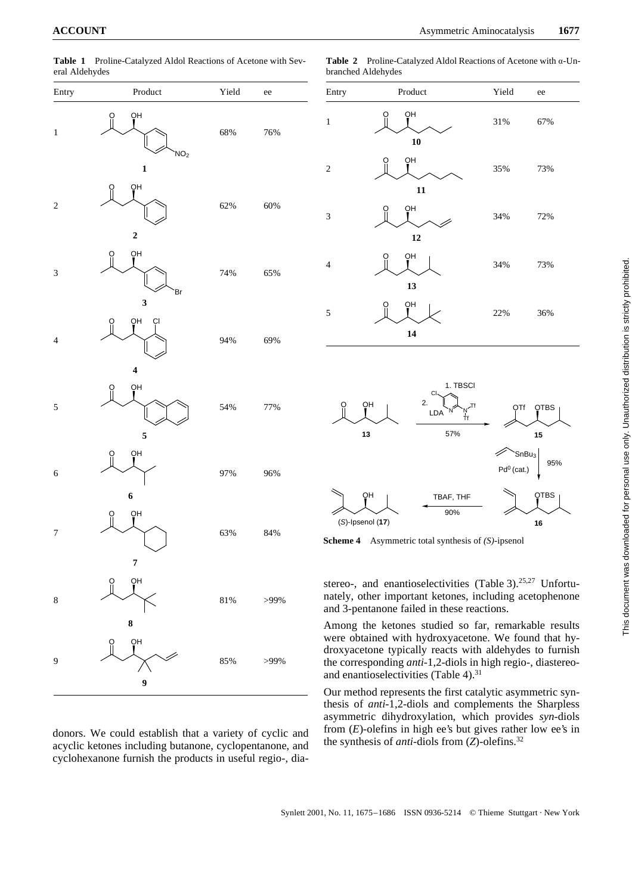**Table 1** Proline-Catalyzed Aldol Reactions of Acetone with Several Aldehydes

| Entry | Product | Yield | ee |
|---|---|---|---|
| 1 | **1** | 68% | 76% |
| 2 | **2** | 62% | 60% |
| 3 | **3** | 74% | 65% |
| 4 | **4** | 94% | 69% |
| 5 | **5** | 54% | 77% |
| 6 | **6** | 97% | 96% |
| 7 | **7** | 63% | 84% |
| 8 | **8** | 81% | >99% |
| 9 | **9** | 85% | >99% |

**Table 2** Proline-Catalyzed Aldol Reactions of Acetone with α-Unbranched Aldehydes

| Entry | Product | Yield | ee |
|---|---|---|---|
| 1 | **10** | 31% | 67% |
| 2 | **11** | 35% | 73% |
| 3 | **12** | 34% | 72% |
| 4 | **13** | 34% | 73% |
| 5 | **14** | 22% | 36% |

**Scheme 4** Asymmetric total synthesis of *(S)*-ipsenol

donors. We could establish that a variety of cyclic and acyclic ketones including butanone, cyclopentanone, and cyclohexanone furnish the products in useful regio-, diastereo-, and enantioselectivities (Table 3).[25,27] Unfortunately, other important ketones, including acetophenone and 3-pentanone failed in these reactions.

Among the ketones studied so far, remarkable results were obtained with hydroxyacetone. We found that hydroxyacetone typically reacts with aldehydes to furnish the corresponding *anti*-1,2-diols in high regio-, diastereo- and enantioselectivities (Table 4).[31]

Our method represents the first catalytic asymmetric synthesis of *anti*-1,2-diols and complements the Sharpless asymmetric dihydroxylation, which provides *syn*-diols from (*E*)-olefins in high ee's but gives rather low ee's in the synthesis of *anti*-diols from (*Z*)-olefins.[32]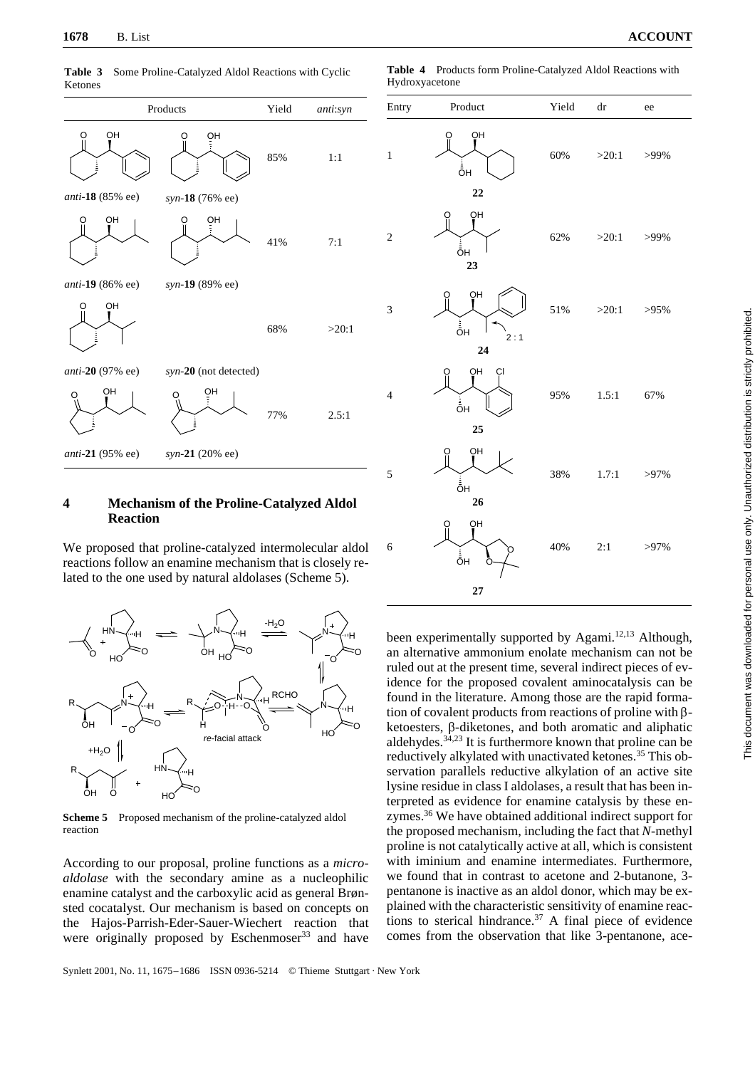**Table 3** Some Proline-Catalyzed Aldol Reactions with Cyclic Ketones

| Products | | Yield | *anti*:*syn* |
|---|---|---|---|
| *anti*-**18** (85% ee) | *syn*-**18** (76% ee) | 85% | 1:1 |
| *anti*-**19** (86% ee) | *syn*-**19** (89% ee) | 41% | 7:1 |
| *anti*-**20** (97% ee) | *syn*-**20** (not detected) | 68% | >20:1 |
| *anti*-**21** (95% ee) | *syn*-**21** (20% ee) | 77% | 2.5:1 |

**Table 4** Products form Proline-Catalyzed Aldol Reactions with Hydroxyacetone

| Entry | Product | Yield | dr | ee |
|---|---|---|---|---|
| 1 | **22** | 60% | >20:1 | >99% |
| 2 | **23** | 62% | >20:1 | >99% |
| 3 | **24** (2 : 1) | 51% | >20:1 | >95% |
| 4 | **25** | 95% | 1.5:1 | 67% |
| 5 | **26** | 38% | 1.7:1 | >97% |
| 6 | **27** | 40% | 2:1 | >97% |

## 4 Mechanism of the Proline-Catalyzed Aldol Reaction

We proposed that proline-catalyzed intermolecular aldol reactions follow an enamine mechanism that is closely related to the one used by natural aldolases (Scheme 5).

**Scheme 5** Proposed mechanism of the proline-catalyzed aldol reaction

According to our proposal, proline functions as a *micro-aldolase* with the secondary amine as a nucleophilic enamine catalyst and the carboxylic acid as general Brønsted cocatalyst. Our mechanism is based on concepts on the Hajos-Parrish-Eder-Sauer-Wiechert reaction that were originally proposed by Eschenmoser[33] and have been experimentally supported by Agami.[12,13] Although, an alternative ammonium enolate mechanism can not be ruled out at the present time, several indirect pieces of evidence for the proposed covalent aminocatalysis can be found in the literature. Among those are the rapid formation of covalent products from reactions of proline with β-ketoesters, β-diketones, and both aromatic and aliphatic aldehydes.[34,23] It is furthermore known that proline can be reductively alkylated with unactivated ketones.[35] This observation parallels reductive alkylation of an active site lysine residue in class I aldolases, a result that has been interpreted as evidence for enamine catalysis by these enzymes.[36] We have obtained additional indirect support for the proposed mechanism, including the fact that *N*-methyl proline is not catalytically active at all, which is consistent with iminium and enamine intermediates. Furthermore, we found that in contrast to acetone and 2-butanone, 3-pentanone is inactive as an aldol donor, which may be explained with the characteristic sensitivity of enamine reactions to sterical hindrance.[37] A final piece of evidence comes from the observation that like 3-pentanone, ace-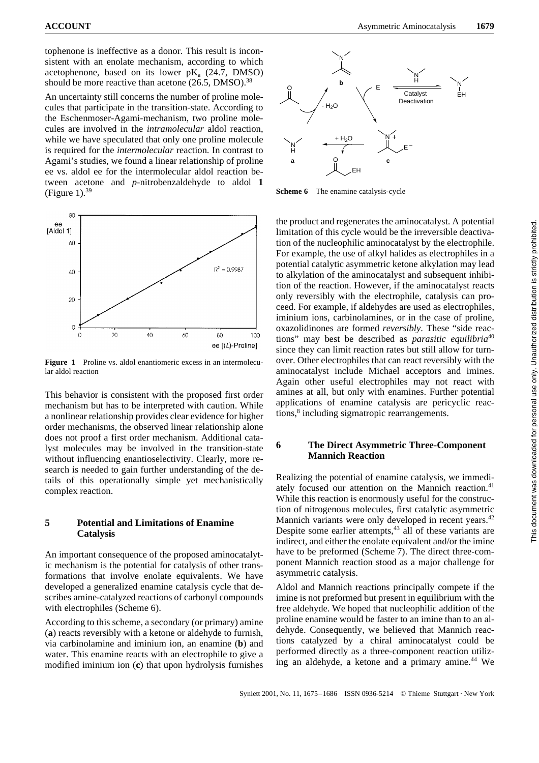tophenone is ineffective as a donor. This result is inconsistent with an enolate mechanism, according to which acetophenone, based on its lower $pK_a$ (24.7, DMSO) should be more reactive than acetone (26.5, DMSO).[38]

An uncertainty still concerns the number of proline molecules that participate in the transition-state. According to the Eschenmoser-Agami-mechanism, two proline molecules are involved in the *intramolecular* aldol reaction, while we have speculated that only one proline molecule is required for the *intermolecular* reaction. In contrast to Agami's studies, we found a linear relationship of proline ee vs. aldol ee for the intermolecular aldol reaction between acetone and *p*-nitrobenzaldehyde to aldol **1** (Figure 1).[39]

ee [Aldol 1]
80
60
40
20
0
$R^2 = 0.9987$
0 20 40 60 80 100
ee [(L)-Proline]

**Figure 1** Proline vs. aldol enantiomeric excess in an intermolecular aldol reaction

This behavior is consistent with the proposed first order mechanism but has to be interpreted with caution. While a nonlinear relationship provides clear evidence for higher order mechanisms, the observed linear relationship alone does not proof a first order mechanism. Additional catalyst molecules may be involved in the transition-state without influencing enantioselectivity. Clearly, more research is needed to gain further understanding of the details of this operationally simple yet mechanistically complex reaction.

## 5 Potential and Limitations of Enamine Catalysis

An important consequence of the proposed aminocatalytic mechanism is the potential for catalysis of other transformations that involve enolate equivalents. We have developed a generalized enamine catalysis cycle that describes amine-catalyzed reactions of carbonyl compounds with electrophiles (Scheme 6).

According to this scheme, a secondary (or primary) amine (**a**) reacts reversibly with a ketone or aldehyde to furnish, via carbinolamine and iminium ion, an enamine (**b**) and water. This enamine reacts with an electrophile to give a modified iminium ion (**c**) that upon hydrolysis furnishes

b
E
Catalyst Deactivation
EH
$- H_2O$
$+ H_2O$
a
c
$E^-$
EH

**Scheme 6** The enamine catalysis-cycle

the product and regenerates the aminocatalyst. A potential limitation of this cycle would be the irreversible deactivation of the nucleophilic aminocatalyst by the electrophile. For example, the use of alkyl halides as electrophiles in a potential catalytic asymmetric ketone alkylation may lead to alkylation of the aminocatalyst and subsequent inhibition of the reaction. However, if the aminocatalyst reacts only reversibly with the electrophile, catalysis can proceed. For example, if aldehydes are used as electrophiles, iminium ions, carbinolamines, or in the case of proline, oxazolidinones are formed *reversibly*. These "side reactions" may best be described as *parasitic equilibria*[40] since they can limit reaction rates but still allow for turnover. Other electrophiles that can react reversibly with the aminocatalyst include Michael acceptors and imines. Again other useful electrophiles may not react with amines at all, but only with enamines. Further potential applications of enamine catalysis are pericyclic reactions,[8] including sigmatropic rearrangements.

## 6 The Direct Asymmetric Three-Component Mannich Reaction

Realizing the potential of enamine catalysis, we immediately focused our attention on the Mannich reaction.[41] While this reaction is enormously useful for the construction of nitrogenous molecules, first catalytic asymmetric Mannich variants were only developed in recent years.[42] Despite some earlier attempts,[43] all of these variants are indirect, and either the enolate equivalent and/or the imine have to be preformed (Scheme 7). The direct three-component Mannich reaction stood as a major challenge for asymmetric catalysis.

Aldol and Mannich reactions principally compete if the imine is not preformed but present in equilibrium with the free aldehyde. We hoped that nucleophilic addition of the proline enamine would be faster to an imine than to an aldehyde. Consequently, we believed that Mannich reactions catalyzed by a chiral aminocatalyst could be performed directly as a three-component reaction utilizing an aldehyde, a ketone and a primary amine.[44] We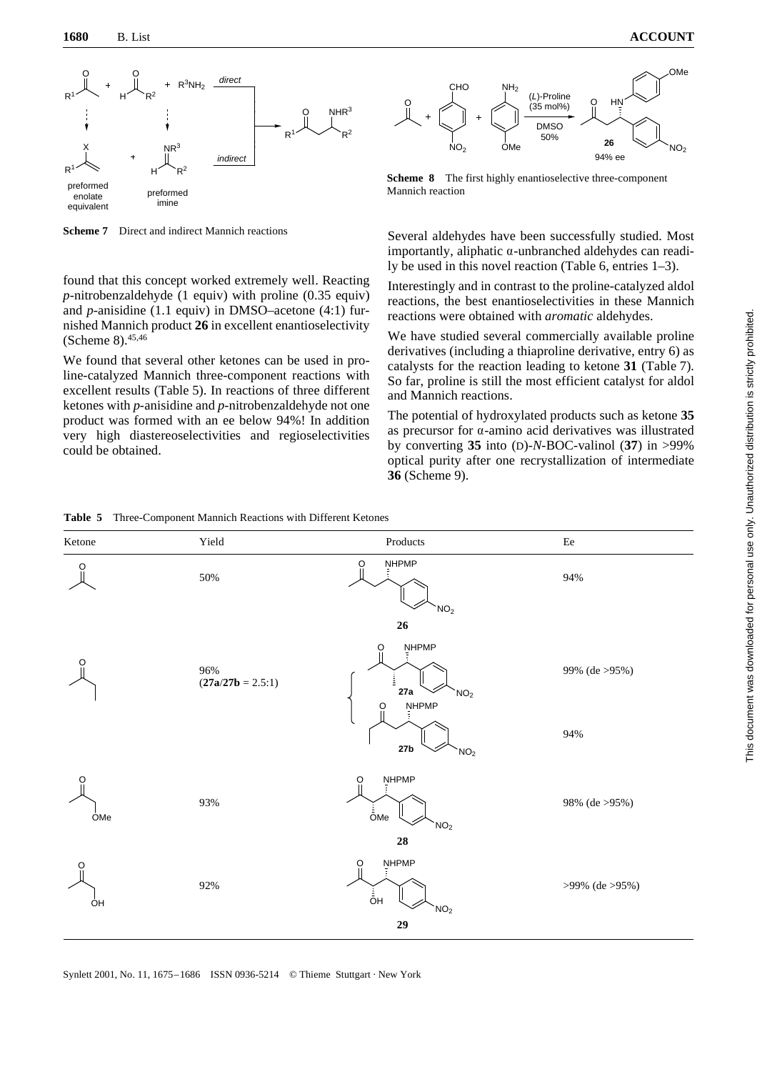**Scheme 7** Direct and indirect Mannich reactions

found that this concept worked extremely well. Reacting *p*-nitrobenzaldehyde (1 equiv) with proline (0.35 equiv) and *p*-anisidine (1.1 equiv) in DMSO–acetone (4:1) furnished Mannich product **26** in excellent enantioselectivity (Scheme 8).[45,46]

We found that several other ketones can be used in proline-catalyzed Mannich three-component reactions with excellent results (Table 5). In reactions of three different ketones with *p*-anisidine and *p*-nitrobenzaldehyde not one product was formed with an ee below 94%! In addition very high diastereoselectivities and regioselectivities could be obtained.

**Scheme 8** The first highly enantioselective three-component Mannich reaction

Several aldehydes have been successfully studied. Most importantly, aliphatic α-unbranched aldehydes can readily be used in this novel reaction (Table 6, entries 1–3).

Interestingly and in contrast to the proline-catalyzed aldol reactions, the best enantioselectivities in these Mannich reactions were obtained with *aromatic* aldehydes.

We have studied several commercially available proline derivatives (including a thiaproline derivative, entry 6) as catalysts for the reaction leading to ketone **31** (Table 7). So far, proline is still the most efficient catalyst for aldol and Mannich reactions.

The potential of hydroxylated products such as ketone **35** as precursor for α-amino acid derivatives was illustrated by converting **35** into (D)-*N*-BOC-valinol (**37**) in >99% optical purity after one recrystallization of intermediate **36** (Scheme 9).

**Table 5** Three-Component Mannich Reactions with Different Ketones

| Ketone | Yield | Products | Ee |
|---|---|---|---|
| acetone | 50% | **26** | 94% |
| 2-butanone | 96% (**27a**/**27b** = 2.5:1) | **27a** | 99% (de >95%) |
| | | **27b** | 94% |
| methoxyacetone | 93% | **28** | 98% (de >95%) |
| hydroxyacetone | 92% | **29** | >99% (de >95%) |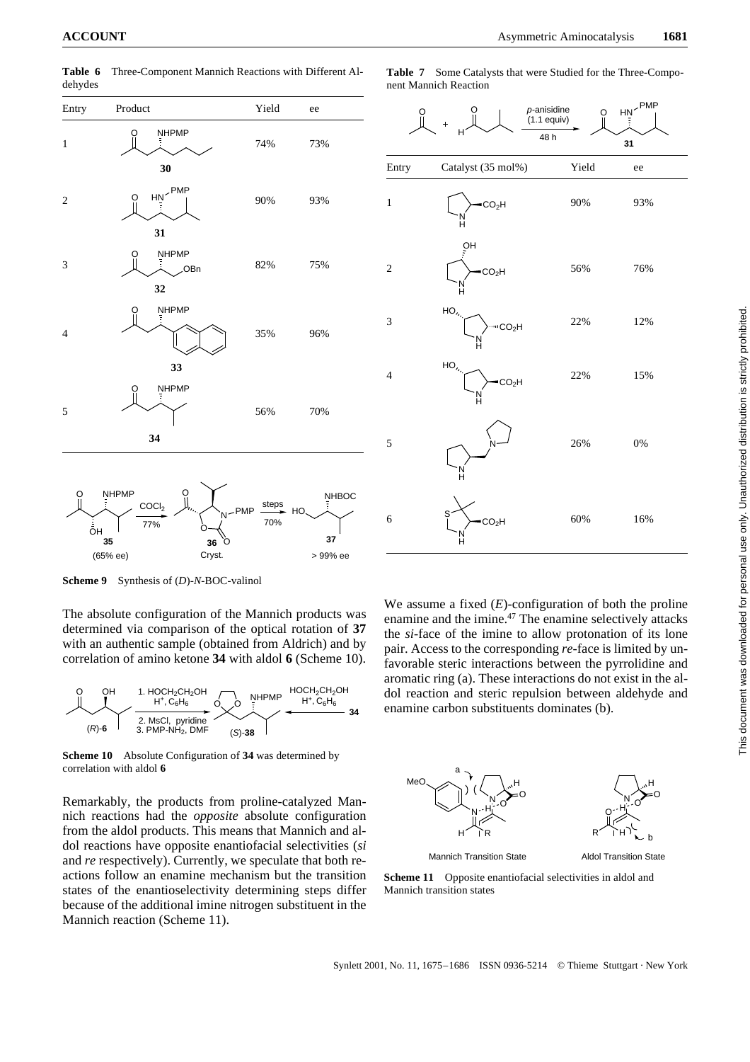**Table 6** Three-Component Mannich Reactions with Different Aldehydes

| Entry | Product | Yield | ee |
|---|---|---|---|
| 1 | **30** | 74% | 73% |
| 2 | **31** | 90% | 93% |
| 3 | **32** | 82% | 75% |
| 4 | **33** | 35% | 96% |
| 5 | **34** | 56% | 70% |

**Scheme 9** Synthesis of (*D*)-*N*-BOC-valinol

The absolute configuration of the Mannich products was determined via comparison of the optical rotation of **37** with an authentic sample (obtained from Aldrich) and by correlation of amino ketone **34** with aldol **6** (Scheme 10).

**Scheme 10** Absolute Configuration of **34** was determined by correlation with aldol **6**

Remarkably, the products from proline-catalyzed Mannich reactions had the *opposite* absolute configuration from the aldol products. This means that Mannich and aldol reactions have opposite enantiofacial selectivities (*si* and *re* respectively). Currently, we speculate that both reactions follow an enamine mechanism but the transition states of the enantioselectivity determining steps differ because of the additional imine nitrogen substituent in the Mannich reaction (Scheme 11).

**Table 7** Some Catalysts that were Studied for the Three-Component Mannich Reaction

| Entry | Catalyst (35 mol%) | Yield | ee |
|---|---|---|---|
| 1 | | 90% | 93% |
| 2 | | 56% | 76% |
| 3 | | 22% | 12% |
| 4 | | 22% | 15% |
| 5 | | 26% | 0% |
| 6 | | 60% | 16% |

We assume a fixed (*E*)-configuration of both the proline enamine and the imine.[47] The enamine selectively attacks the *si*-face of the imine to allow protonation of its lone pair. Access to the corresponding *re*-face is limited by unfavorable steric interactions between the pyrrolidine and aromatic ring (a). These interactions do not exist in the aldol reaction and steric repulsion between aldehyde and enamine carbon substituents dominates (b).

**Scheme 11** Opposite enantiofacial selectivities in aldol and Mannich transition states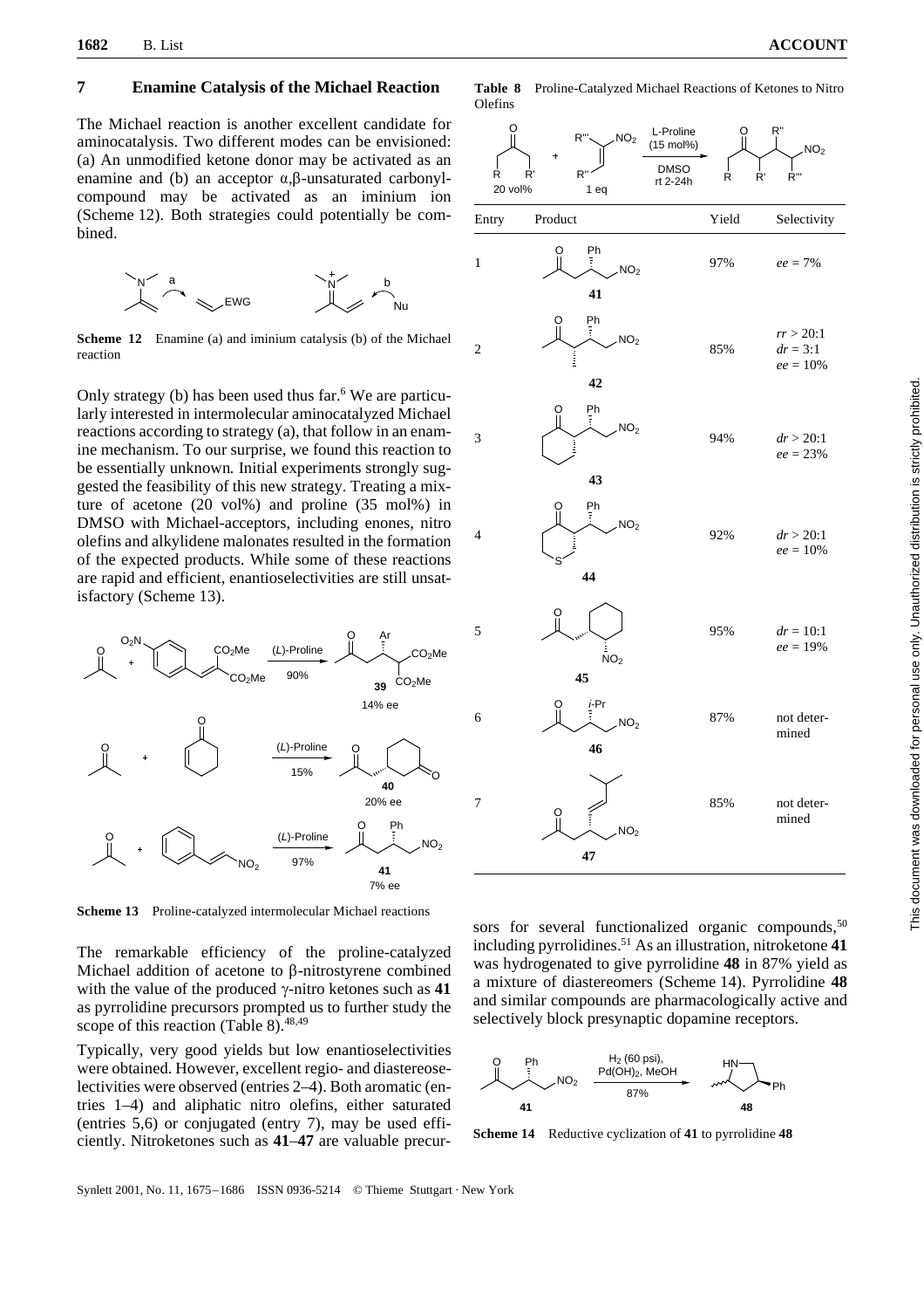## 7 Enamine Catalysis of the Michael Reaction

The Michael reaction is another excellent candidate for aminocatalysis. Two different modes can be envisioned: (a) An unmodified ketone donor may be activated as an enamine and (b) an acceptor α,β-unsaturated carbonyl-compound may be activated as an iminium ion (Scheme 12). Both strategies could potentially be combined.

**Scheme 12** Enamine (a) and iminium catalysis (b) of the Michael reaction

Only strategy (b) has been used thus far.[6] We are particularly interested in intermolecular aminocatalyzed Michael reactions according to strategy (a), that follow in an enamine mechanism. To our surprise, we found this reaction to be essentially unknown. Initial experiments strongly suggested the feasibility of this new strategy. Treating a mixture of acetone (20 vol%) and proline (35 mol%) in DMSO with Michael-acceptors, including enones, nitro olefins and alkylidene malonates resulted in the formation of the expected products. While some of these reactions are rapid and efficient, enantioselectivities are still unsatisfactory (Scheme 13).

**Scheme 13** Proline-catalyzed intermolecular Michael reactions

The remarkable efficiency of the proline-catalyzed Michael addition of acetone to β-nitrostyrene combined with the value of the produced γ-nitro ketones such as **41** as pyrrolidine precursors prompted us to further study the scope of this reaction (Table 8).[48,49]

Typically, very good yields but low enantioselectivities were obtained. However, excellent regio- and diastereoselectivities were observed (entries 2–4). Both aromatic (entries 1–4) and aliphatic nitro olefins, either saturated (entries 5,6) or conjugated (entry 7), may be used efficiently. Nitroketones such as **41**–**47** are valuable precursors for several functionalized organic compounds,[50] including pyrrolidines.[51] As an illustration, nitroketone **41** was hydrogenated to give pyrrolidine **48** in 87% yield as a mixture of diastereomers (Scheme 14). Pyrrolidine **48** and similar compounds are pharmacologically active and selectively block presynaptic dopamine receptors.

**Table 8** Proline-Catalyzed Michael Reactions of Ketones to Nitro Olefins

Conditions: ketone (20 vol%) + nitro olefin (1 eq), L-Proline (15 mol%), DMSO, rt 2-24h

| Entry | Product | Yield | Selectivity |
|---|---|---|---|
| 1 | **41** | 97% | *ee* = 7% |
| 2 | **42** | 85% | *rr* > 20:1<br>*dr* = 3:1<br>*ee* = 10% |
| 3 | **43** | 94% | *dr* > 20:1<br>*ee* = 23% |
| 4 | **44** | 92% | *dr* > 20:1<br>*ee* = 10% |
| 5 | **45** | 95% | *dr* = 10:1<br>*ee* = 19% |
| 6 | **46** | 87% | not determined |
| 7 | **47** | 85% | not determined |

**Scheme 14** Reductive cyclization of **41** to pyrrolidine **48**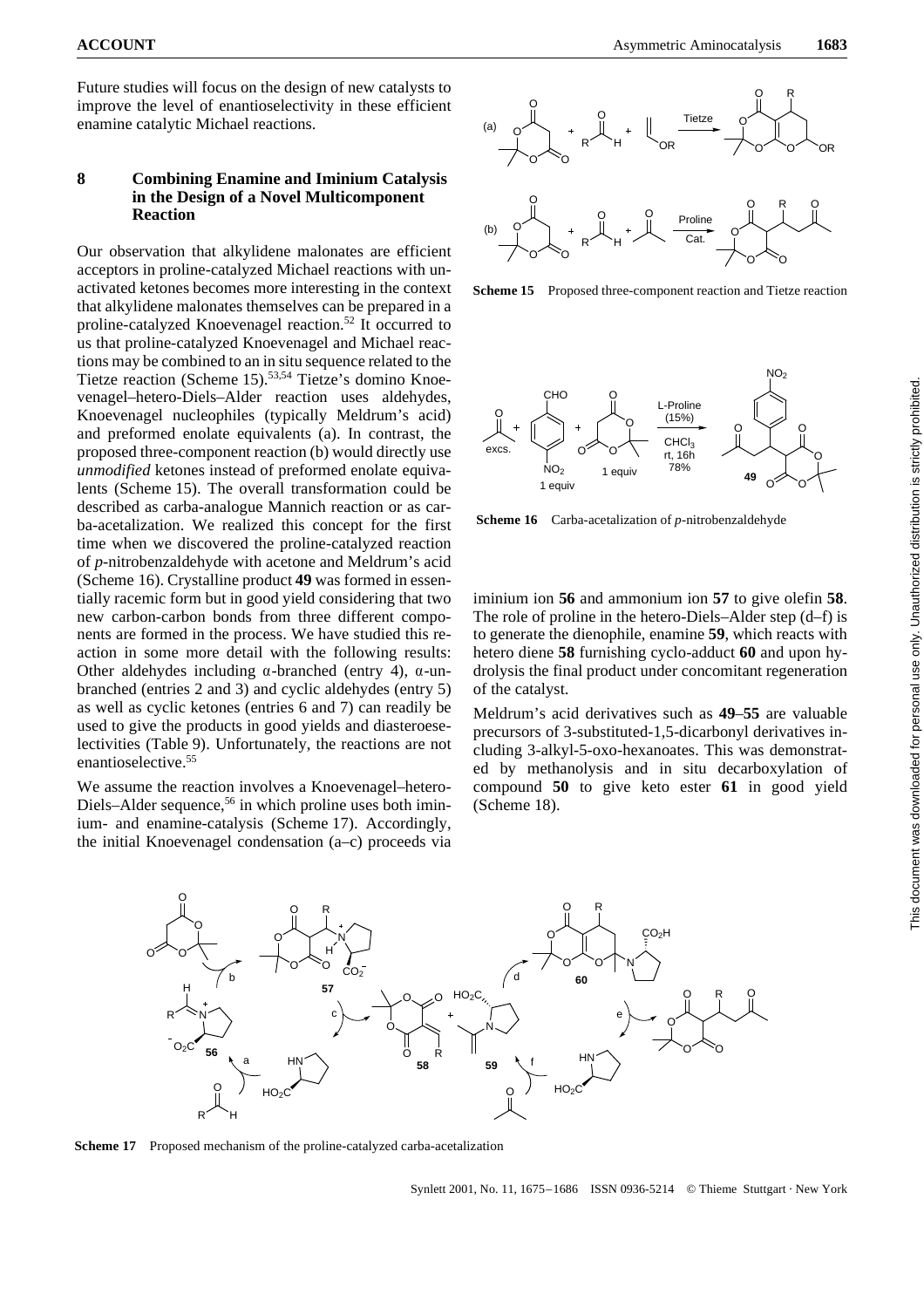Future studies will focus on the design of new catalysts to improve the level of enantioselectivity in these efficient enamine catalytic Michael reactions.

## 8 Combining Enamine and Iminium Catalysis in the Design of a Novel Multicomponent Reaction

Our observation that alkylidene malonates are efficient acceptors in proline-catalyzed Michael reactions with unactivated ketones becomes more interesting in the context that alkylidene malonates themselves can be prepared in a proline-catalyzed Knoevenagel reaction.[52] It occurred to us that proline-catalyzed Knoevenagel and Michael reactions may be combined to an in situ sequence related to the Tietze reaction (Scheme 15).[53,54] Tietze's domino Knoevenagel–hetero-Diels–Alder reaction uses aldehydes, Knoevenagel nucleophiles (typically Meldrum's acid) and preformed enolate equivalents (a). In contrast, the proposed three-component reaction (b) would directly use *unmodified* ketones instead of preformed enolate equivalents (Scheme 15). The overall transformation could be described as carba-analogue Mannich reaction or as carba-acetalization. We realized this concept for the first time when we discovered the proline-catalyzed reaction of *p*-nitrobenzaldehyde with acetone and Meldrum's acid (Scheme 16). Crystalline product **49** was formed in essentially racemic form but in good yield considering that two new carbon-carbon bonds from three different components are formed in the process. We have studied this reaction in some more detail with the following results: Other aldehydes including α-branched (entry 4), α-unbranched (entries 2 and 3) and cyclic aldehydes (entry 5) as well as cyclic ketones (entries 6 and 7) can readily be used to give the products in good yields and diastereoselectivities (Table 9). Unfortunately, the reactions are not enantioselective.[55]

We assume the reaction involves a Knoevenagel–hetero-Diels–Alder sequence,[56] in which proline uses both iminium- and enamine-catalysis (Scheme 17). Accordingly, the initial Knoevenagel condensation (a–c) proceeds via iminium ion **56** and ammonium ion **57** to give olefin **58**. The role of proline in the hetero-Diels–Alder step (d–f) is to generate the dienophile, enamine **59**, which reacts with hetero diene **58** furnishing cyclo-adduct **60** and upon hydrolysis the final product under concomitant regeneration of the catalyst.

Meldrum's acid derivatives such as **49**–**55** are valuable precursors of 3-substituted-1,5-dicarbonyl derivatives including 3-alkyl-5-oxo-hexanoates. This was demonstrated by methanolysis and in situ decarboxylation of compound **50** to give keto ester **61** in good yield (Scheme 18).

**Scheme 15** Proposed three-component reaction and Tietze reaction

**Scheme 16** Carba-acetalization of *p*-nitrobenzaldehyde

**Scheme 17** Proposed mechanism of the proline-catalyzed carba-acetalization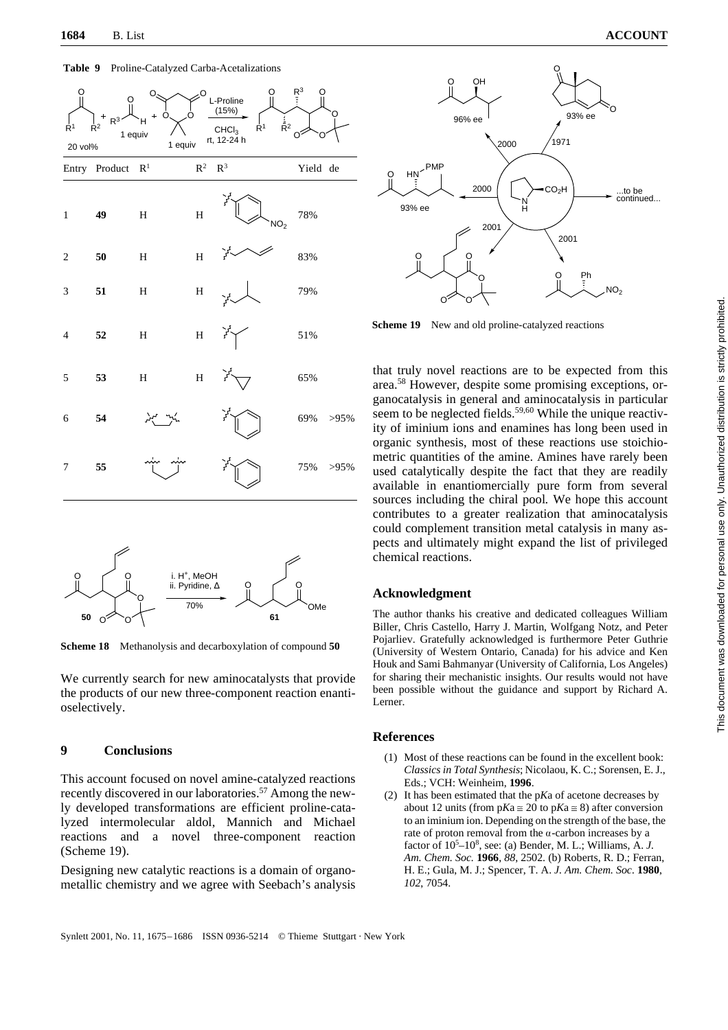**Table 9** Proline-Catalyzed Carba-Acetalizations

| Entry | Product | $R^1$ | $R^2$ | $R^3$ | Yield | de |
|---|---|---|---|---|---|---|
| 1 | **49** | H | H | 4-nitrophenyl | 78% | |
| 2 | **50** | H | H | but-3-enyl | 83% | |
| 3 | **51** | H | H | isobutyl | 79% | |
| 4 | **52** | H | H | isopropyl | 51% | |
| 5 | **53** | H | H | cyclopropyl | 65% | |
| 6 | **54** | $-(CH_2)_3-$ | | phenyl | 69% | >95% |
| 7 | **55** | $-(CH_2)_4-$ | | phenyl | 75% | >95% |

Reaction conditions: ketone (20 vol%), $R^3$CHO (1 equiv), Meldrum's acid (1 equiv), L-Proline (15%), $CHCl_3$, rt, 12-24 h.

Reagents: i. $H^+$, MeOH; ii. Pyridine, Δ; 70% (**50** → **61**)

**Scheme 18** Methanolysis and decarboxylation of compound **50**

We currently search for new aminocatalysts that provide the products of our new three-component reaction enantioselectively.

## 9 Conclusions

This account focused on novel amine-catalyzed reactions recently discovered in our laboratories.[57] Among the newly developed transformations are efficient proline-catalyzed intermolecular aldol, Mannich and Michael reactions and a novel three-component reaction (Scheme 19).

Designing new catalytic reactions is a domain of organometallic chemistry and we agree with Seebach's analysis that truly novel reactions are to be expected from this area.[58] However, despite some promising exceptions, organocatalysis in general and aminocatalysis in particular seem to be neglected fields.[59,60] While the unique reactivity of iminium ions and enamines has long been used in organic synthesis, most of these reactions use stoichiometric quantities of the amine. Amines have rarely been used catalytically despite the fact that they are readily available in enantiomercially pure form from several sources including the chiral pool. We hope this account contributes to a greater realization that aminocatalysis could complement transition metal catalysis in many aspects and ultimately might expand the list of privileged chemical reactions.

Scheme labels: 96% ee (2000); 93% ee (1971); 93% ee (2000); 2001; 2001; ...to be continued...

**Scheme 19** New and old proline-catalyzed reactions

### Acknowledgment

The author thanks his creative and dedicated colleagues William Biller, Chris Castello, Harry J. Martin, Wolfgang Notz, and Peter Pojarliev. Gratefully acknowledged is furthermore Professor Peter Guthrie (University of Western Ontario, Canada) for his advice and Ken Houk and Sami Bahmanyar (University of California, Los Angeles) for sharing their mechanistic insights. Our results would not have been possible without the guidance and support by Richard A. Lerner.

### References

(1) Most of these reactions can be found in the excellent book: *Classics in Total Synthesis*; Nicolaou, K. C.; Sorensen, E. J., Eds.; VCH: Weinheim, **1996**.

(2) It has been estimated that the p*K*a of acetone decreases by about 12 units (from p*K*a ≅ 20 to p*K*a ≅ 8) after conversion to an iminium ion. Depending on the strength of the base, the rate of proton removal from the α-carbon increases by a factor of $10^5$–$10^8$, see: (a) Bender, M. L.; Williams, A. *J. Am. Chem. Soc.* **1966**, *88*, 2502. (b) Roberts, R. D.; Ferran, H. E.; Gula, M. J.; Spencer, T. A. *J. Am. Chem. Soc.* **1980**, *102*, 7054.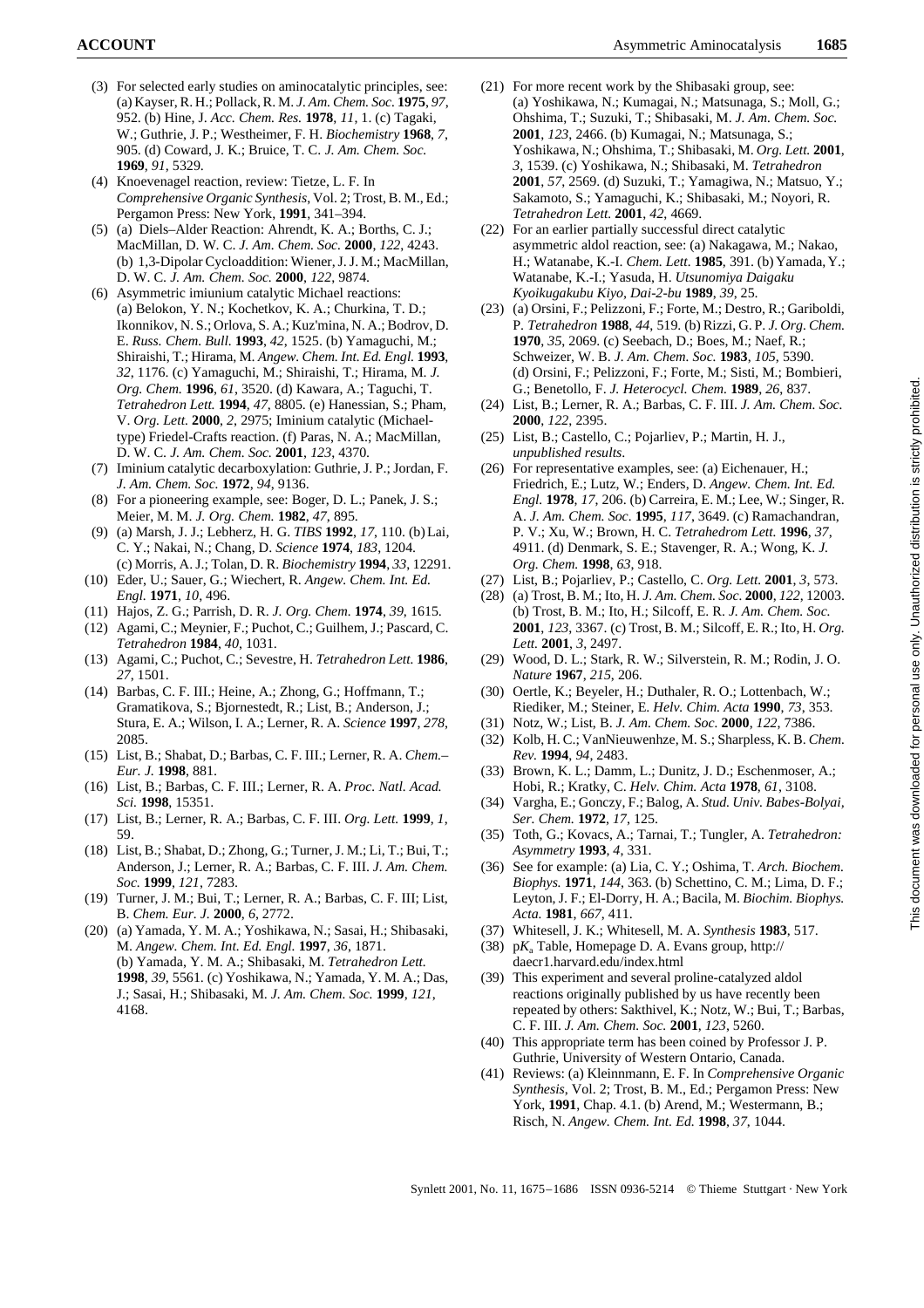(3) For selected early studies on aminocatalytic principles, see: (a) Kayser, R. H.; Pollack, R. M. *J. Am. Chem. Soc.* **1975**, *97*, 952. (b) Hine, J. *Acc. Chem. Res.* **1978**, *11*, 1. (c) Tagaki, W.; Guthrie, J. P.; Westheimer, F. H. *Biochemistry* **1968**, *7*, 905. (d) Coward, J. K.; Bruice, T. C. *J. Am. Chem. Soc.* **1969**, *91*, 5329.

(4) Knoevenagel reaction, review: Tietze, L. F. In *Comprehensive Organic Synthesis*, Vol. 2; Trost, B. M., Ed.; Pergamon Press: New York, **1991**, 341–394.

(5) (a) Diels–Alder Reaction: Ahrendt, K. A.; Borths, C. J.; MacMillan, D. W. C. *J. Am. Chem. Soc.* **2000**, *122*, 4243. (b) 1,3-Dipolar Cycloaddition: Wiener, J. J. M.; MacMillan, D. W. C. *J. Am. Chem. Soc.* **2000**, *122*, 9874.

(6) Asymmetric imiunium catalytic Michael reactions: (a) Belokon, Y. N.; Kochetkov, K. A.; Churkina, T. D.; Ikonnikov, N. S.; Orlova, S. A.; Kuz'mina, N. A.; Bodrov, D. E. *Russ. Chem. Bull.* **1993**, *42*, 1525. (b) Yamaguchi, M.; Shiraishi, T.; Hirama, M. *Angew. Chem. Int. Ed. Engl.* **1993**, *32*, 1176. (c) Yamaguchi, M.; Shiraishi, T.; Hirama, M. *J. Org. Chem.* **1996**, *61*, 3520. (d) Kawara, A.; Taguchi, T. *Tetrahedron Lett.* **1994**, *47*, 8805. (e) Hanessian, S.; Pham, V. *Org. Lett.* **2000**, *2*, 2975; Iminium catalytic (Michael-type) Friedel-Crafts reaction. (f) Paras, N. A.; MacMillan, D. W. C. *J. Am. Chem. Soc.* **2001**, *123*, 4370.

(7) Iminium catalytic decarboxylation: Guthrie, J. P.; Jordan, F. *J. Am. Chem. Soc.* **1972**, *94*, 9136.

(8) For a pioneering example, see: Boger, D. L.; Panek, J. S.; Meier, M. M. *J. Org. Chem.* **1982**, *47*, 895.

(9) (a) Marsh, J. J.; Lebherz, H. G. *TIBS* **1992**, *17*, 110. (b) Lai, C. Y.; Nakai, N.; Chang, D. *Science* **1974**, *183*, 1204. (c) Morris, A. J.; Tolan, D. R. *Biochemistry* **1994**, *33*, 12291.

(10) Eder, U.; Sauer, G.; Wiechert, R. *Angew. Chem. Int. Ed. Engl.* **1971**, *10*, 496.

(11) Hajos, Z. G.; Parrish, D. R. *J. Org. Chem.* **1974**, *39*, 1615.

(12) Agami, C.; Meynier, F.; Puchot, C.; Guilhem, J.; Pascard, C. *Tetrahedron* **1984**, *40*, 1031.

(13) Agami, C.; Puchot, C.; Sevestre, H. *Tetrahedron Lett.* **1986**, *27*, 1501.

(14) Barbas, C. F. III.; Heine, A.; Zhong, G.; Hoffmann, T.; Gramatikova, S.; Bjornestedt, R.; List, B.; Anderson, J.; Stura, E. A.; Wilson, I. A.; Lerner, R. A. *Science* **1997**, *278*, 2085.

(15) List, B.; Shabat, D.; Barbas, C. F. III.; Lerner, R. A. *Chem.–Eur. J.* **1998**, 881.

(16) List, B.; Barbas, C. F. III.; Lerner, R. A. *Proc. Natl. Acad. Sci.* **1998**, 15351.

(17) List, B.; Lerner, R. A.; Barbas, C. F. III. *Org. Lett.* **1999**, *1*, 59.

(18) List, B.; Shabat, D.; Zhong, G.; Turner, J. M.; Li, T.; Bui, T.; Anderson, J.; Lerner, R. A.; Barbas, C. F. III. *J. Am. Chem. Soc.* **1999**, *121*, 7283.

(19) Turner, J. M.; Bui, T.; Lerner, R. A.; Barbas, C. F. III; List, B. *Chem. Eur. J.* **2000**, *6*, 2772.

(20) (a) Yamada, Y. M. A.; Yoshikawa, N.; Sasai, H.; Shibasaki, M. *Angew. Chem. Int. Ed. Engl.* **1997**, *36*, 1871. (b) Yamada, Y. M. A.; Shibasaki, M. *Tetrahedron Lett.* **1998**, *39*, 5561. (c) Yoshikawa, N.; Yamada, Y. M. A.; Das, J.; Sasai, H.; Shibasaki, M. *J. Am. Chem. Soc.* **1999**, *121*, 4168.

(21) For more recent work by the Shibasaki group, see: (a) Yoshikawa, N.; Kumagai, N.; Matsunaga, S.; Moll, G.; Ohshima, T.; Suzuki, T.; Shibasaki, M. *J. Am. Chem. Soc.* **2001**, *123*, 2466. (b) Kumagai, N.; Matsunaga, S.; Yoshikawa, N.; Ohshima, T.; Shibasaki, M. *Org. Lett.* **2001**, *3*, 1539. (c) Yoshikawa, N.; Shibasaki, M. *Tetrahedron* **2001**, *57*, 2569. (d) Suzuki, T.; Yamagiwa, N.; Matsuo, Y.; Sakamoto, S.; Yamaguchi, K.; Shibasaki, M.; Noyori, R. *Tetrahedron Lett.* **2001**, *42*, 4669.

(22) For an earlier partially successful direct catalytic asymmetric aldol reaction, see: (a) Nakagawa, M.; Nakao, H.; Watanabe, K.-I. *Chem. Lett.* **1985**, 391. (b) Yamada, Y.; Watanabe, K.-I.; Yasuda, H. *Utsunomiya Daigaku Kyoikugakubu Kiyo, Dai-2-bu* **1989**, *39*, 25.

(23) (a) Orsini, F.; Pelizzoni, F.; Forte, M.; Destro, R.; Gariboldi, P. *Tetrahedron* **1988**, *44*, 519. (b) Rizzi, G. P. *J. Org. Chem.* **1970**, *35*, 2069. (c) Seebach, D.; Boes, M.; Naef, R.; Schweizer, W. B. *J. Am. Chem. Soc.* **1983**, *105*, 5390. (d) Orsini, F.; Pelizzoni, F.; Forte, M.; Sisti, M.; Bombieri, G.; Benetollo, F. *J. Heterocycl. Chem.* **1989**, *26*, 837.

(24) List, B.; Lerner, R. A.; Barbas, C. F. III. *J. Am. Chem. Soc.* **2000**, *122*, 2395.

(25) List, B.; Castello, C.; Pojarliev, P.; Martin, H. J., *unpublished results*.

(26) For representative examples, see: (a) Eichenauer, H.; Friedrich, E.; Lutz, W.; Enders, D. *Angew. Chem. Int. Ed. Engl.* **1978**, *17*, 206. (b) Carreira, E. M.; Lee, W.; Singer, R. A. *J. Am. Chem. Soc.* **1995**, *117*, 3649. (c) Ramachandran, P. V.; Xu, W.; Brown, H. C. *Tetrahedrom Lett.* **1996**, *37*, 4911. (d) Denmark, S. E.; Stavenger, R. A.; Wong, K. *J. Org. Chem.* **1998**, *63*, 918.

(27) List, B.; Pojarliev, P.; Castello, C. *Org. Lett.* **2001**, *3*, 573.

(28) (a) Trost, B. M.; Ito, H. *J. Am. Chem. Soc.* **2000**, *122*, 12003. (b) Trost, B. M.; Ito, H.; Silcoff, E. R. *J. Am. Chem. Soc.* **2001**, *123*, 3367. (c) Trost, B. M.; Silcoff, E. R.; Ito, H. *Org. Lett.* **2001**, *3*, 2497.

(29) Wood, D. L.; Stark, R. W.; Silverstein, R. M.; Rodin, J. O. *Nature* **1967**, *215*, 206.

(30) Oertle, K.; Beyeler, H.; Duthaler, R. O.; Lottenbach, W.; Riediker, M.; Steiner, E. *Helv. Chim. Acta* **1990**, *73*, 353.

(31) Notz, W.; List, B. *J. Am. Chem. Soc.* **2000**, *122*, 7386.

(32) Kolb, H. C.; VanNieuwenhze, M. S.; Sharpless, K. B. *Chem. Rev.* **1994**, *94*, 2483.

(33) Brown, K. L.; Damm, L.; Dunitz, J. D.; Eschenmoser, A.; Hobi, R.; Kratky, C. *Helv. Chim. Acta* **1978**, *61*, 3108.

(34) Vargha, E.; Gonczy, F.; Balog, A. *Stud. Univ. Babes-Bolyai, Ser. Chem.* **1972**, *17*, 125.

(35) Toth, G.; Kovacs, A.; Tarnai, T.; Tungler, A. *Tetrahedron: Asymmetry* **1993**, *4*, 331.

(36) See for example: (a) Lia, C. Y.; Oshima, T. *Arch. Biochem. Biophys.* **1971**, *144*, 363. (b) Schettino, C. M.; Lima, D. F.; Leyton, J. F.; El-Dorry, H. A.; Bacila, M. *Biochim. Biophys. Acta.* **1981**, *667*, 411.

(37) Whitesell, J. K.; Whitesell, M. A. *Synthesis* **1983**, 517.

(38) p$K_a$ Table, Homepage D. A. Evans group, http://daecr1.harvard.edu/index.html

(39) This experiment and several proline-catalyzed aldol reactions originally published by us have recently been repeated by others: Sakthivel, K.; Notz, W.; Bui, T.; Barbas, C. F. III. *J. Am. Chem. Soc.* **2001**, *123*, 5260.

(40) This appropriate term has been coined by Professor J. P. Guthrie, University of Western Ontario, Canada.

(41) Reviews: (a) Kleinnmann, E. F. In *Comprehensive Organic Synthesis*, Vol. 2; Trost, B. M., Ed.; Pergamon Press: New York, **1991**, Chap. 4.1. (b) Arend, M.; Westermann, B.; Risch, N. *Angew. Chem. Int. Ed.* **1998**, *37*, 1044.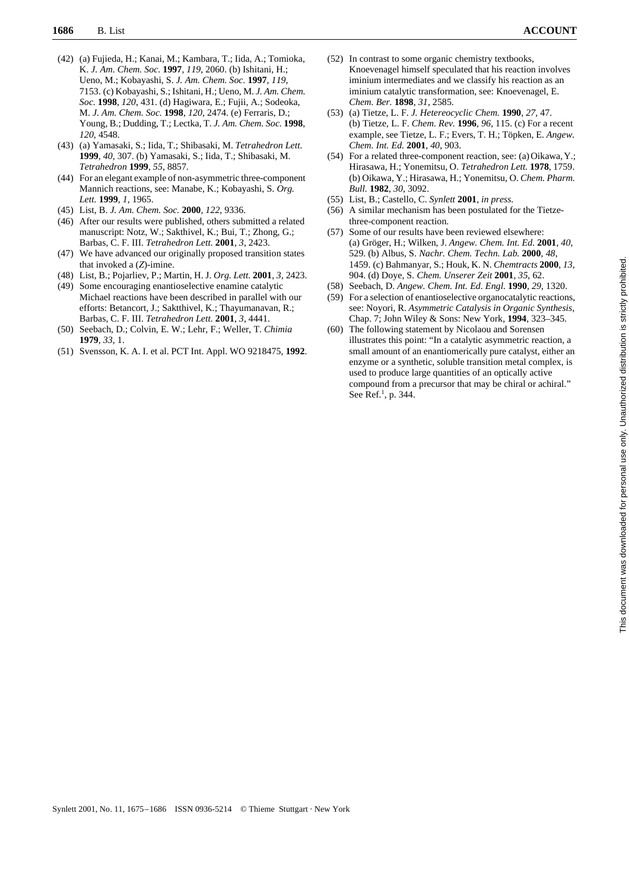(42) (a) Fujieda, H.; Kanai, M.; Kambara, T.; Iida, A.; Tomioka, K. *J. Am. Chem. Soc.* **1997**, *119*, 2060. (b) Ishitani, H.; Ueno, M.; Kobayashi, S. *J. Am. Chem. Soc.* **1997**, *119*, 7153. (c) Kobayashi, S.; Ishitani, H.; Ueno, M. *J. Am. Chem. Soc.* **1998**, *120*, 431. (d) Hagiwara, E.; Fujii, A.; Sodeoka, M. *J. Am. Chem. Soc.* **1998**, *120*, 2474. (e) Ferraris, D.; Young, B.; Dudding, T.; Lectka, T. *J. Am. Chem. Soc.* **1998**, *120*, 4548.

(43) (a) Yamasaki, S.; Iida, T.; Shibasaki, M. *Tetrahedron Lett.* **1999**, *40*, 307. (b) Yamasaki, S.; Iida, T.; Shibasaki, M. *Tetrahedron* **1999**, *55*, 8857.

(44) For an elegant example of non-asymmetric three-component Mannich reactions, see: Manabe, K.; Kobayashi, S. *Org. Lett.* **1999**, *1*, 1965.

(45) List, B. *J. Am. Chem. Soc.* **2000**, *122*, 9336.

(46) After our results were published, others submitted a related manuscript: Notz, W.; Sakthivel, K.; Bui, T.; Zhong, G.; Barbas, C. F. III. *Tetrahedron Lett.* **2001**, *3*, 2423.

(47) We have advanced our originally proposed transition states that invoked a (*Z*)-imine.

(48) List, B.; Pojarliev, P.; Martin, H. J. *Org. Lett.* **2001**, *3*, 2423.

(49) Some encouraging enantioselective enamine catalytic Michael reactions have been described in parallel with our efforts: Betancort, J.; Saktthivel, K.; Thayumanavan, R.; Barbas, C. F. III. *Tetrahedron Lett.* **2001**, *3*, 4441.

(50) Seebach, D.; Colvin, E. W.; Lehr, F.; Weller, T. *Chimia* **1979**, *33*, 1.

(51) Svensson, K. A. I. et al. PCT Int. Appl. WO 9218475, **1992**.

(52) In contrast to some organic chemistry textbooks, Knoevenagel himself speculated that his reaction involves iminium intermediates and we classify his reaction as an iminium catalytic transformation, see: Knoevenagel, E. *Chem. Ber.* **1898**, *31*, 2585.

(53) (a) Tietze, L. F. *J. Hetereocyclic Chem.* **1990**, *27*, 47. (b) Tietze, L. F. *Chem. Rev.* **1996**, *96*, 115. (c) For a recent example, see Tietze, L. F.; Evers, T. H.; Töpken, E. *Angew. Chem. Int. Ed.* **2001**, *40*, 903.

(54) For a related three-component reaction, see: (a) Oikawa, Y.; Hirasawa, H.; Yonemitsu, O. *Tetrahedron Lett.* **1978**, 1759. (b) Oikawa, Y.; Hirasawa, H.; Yonemitsu, O. *Chem. Pharm. Bull.* **1982**, *30*, 3092.

(55) List, B.; Castello, C. *Synlett* **2001**, *in press.*

(56) A similar mechanism has been postulated for the Tietze-three-component reaction.

(57) Some of our results have been reviewed elsewhere: (a) Gröger, H.; Wilken, J. *Angew. Chem. Int. Ed.* **2001**, *40*, 529. (b) Albus, S. *Nachr. Chem. Techn. Lab.* **2000**, *48*, 1459. (c) Bahmanyar, S.; Houk, K. N. *Chemtracts* **2000**, *13*, 904. (d) Doye, S. *Chem. Unserer Zeit* **2001**, *35*, 62.

(58) Seebach, D. *Angew. Chem. Int. Ed. Engl.* **1990**, *29*, 1320.

(59) For a selection of enantioselective organocatalytic reactions, see: Noyori, R. *Asymmetric Catalysis in Organic Synthesis*, Chap. 7; John Wiley & Sons: New York, **1994**, 323–345.

(60) The following statement by Nicolaou and Sorensen illustrates this point: "In a catalytic asymmetric reaction, a small amount of an enantiomerically pure catalyst, either an enzyme or a synthetic, soluble transition metal complex, is used to produce large quantities of an optically active compound from a precursor that may be chiral or achiral." See Ref.[1], p. 344.